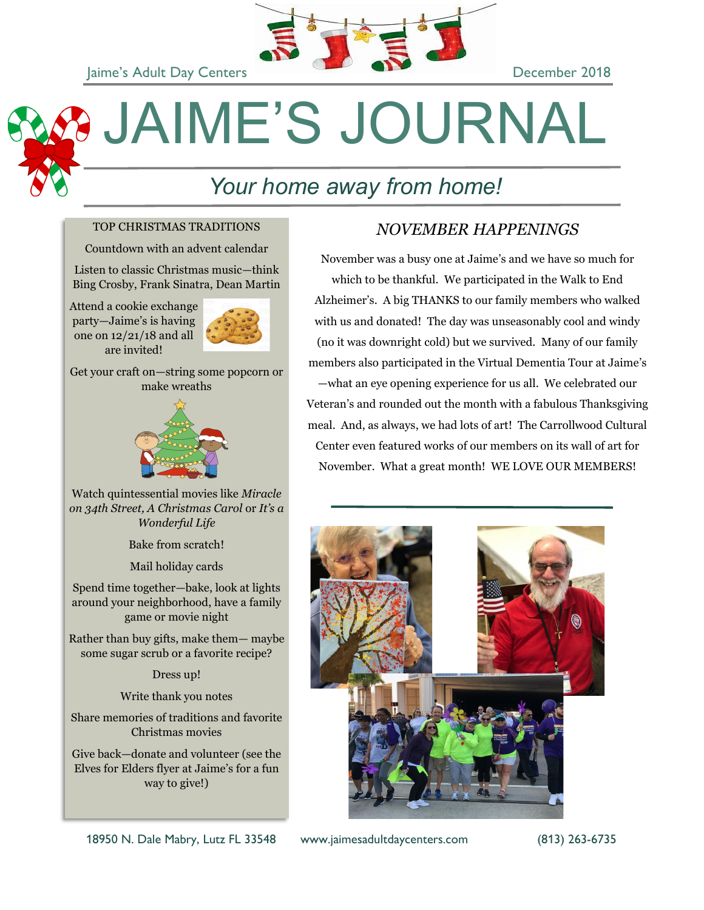Jaime's Adult Day Centers

December 2018

# JAIME'S JOURNAL

*Your home away from home!*

## TOP CHRISTMAS TRADITIONS

Countdown with an advent calendar

Listen to classic Christmas music—think Bing Crosby, Frank Sinatra, Dean Martin

Attend a cookie exchange party—Jaime's is having one on 12/21/18 and all are invited!

Get your craft on—string some popcorn or make wreaths

Watch quintessential movies like *Miracle on 34th Street, A Christmas Carol* or *It's a Wonderful Life*

Bake from scratch!

Mail holiday cards

Spend time together—bake, look at lights around your neighborhood, have a family game or movie night

Rather than buy gifts, make them— maybe some sugar scrub or a favorite recipe?

Dress up!

Write thank you notes

Share memories of traditions and favorite Christmas movies

Give back—donate and volunteer (see the Elves for Elders flyer at Jaime's for a fun way to give!)

## *NOVEMBER HAPPENINGS*

November was a busy one at Jaime's and we have so much for which to be thankful. We participated in the Walk to End Alzheimer's. A big THANKS to our family members who walked with us and donated! The day was unseasonably cool and windy (no it was downright cold) but we survived. Many of our family members also participated in the Virtual Dementia Tour at Jaime's —what an eye opening experience for us all. We celebrated our Veteran's and rounded out the month with a fabulous Thanksgiving meal. And, as always, we had lots of art! The Carrollwood Cultural Center even featured works of our members on its wall of art for November. What a great month! WE LOVE OUR MEMBERS!

18950 N. Dale Mabry, Lutz FL 33548 www.jaimesadultdaycenters.com (813) 263-6735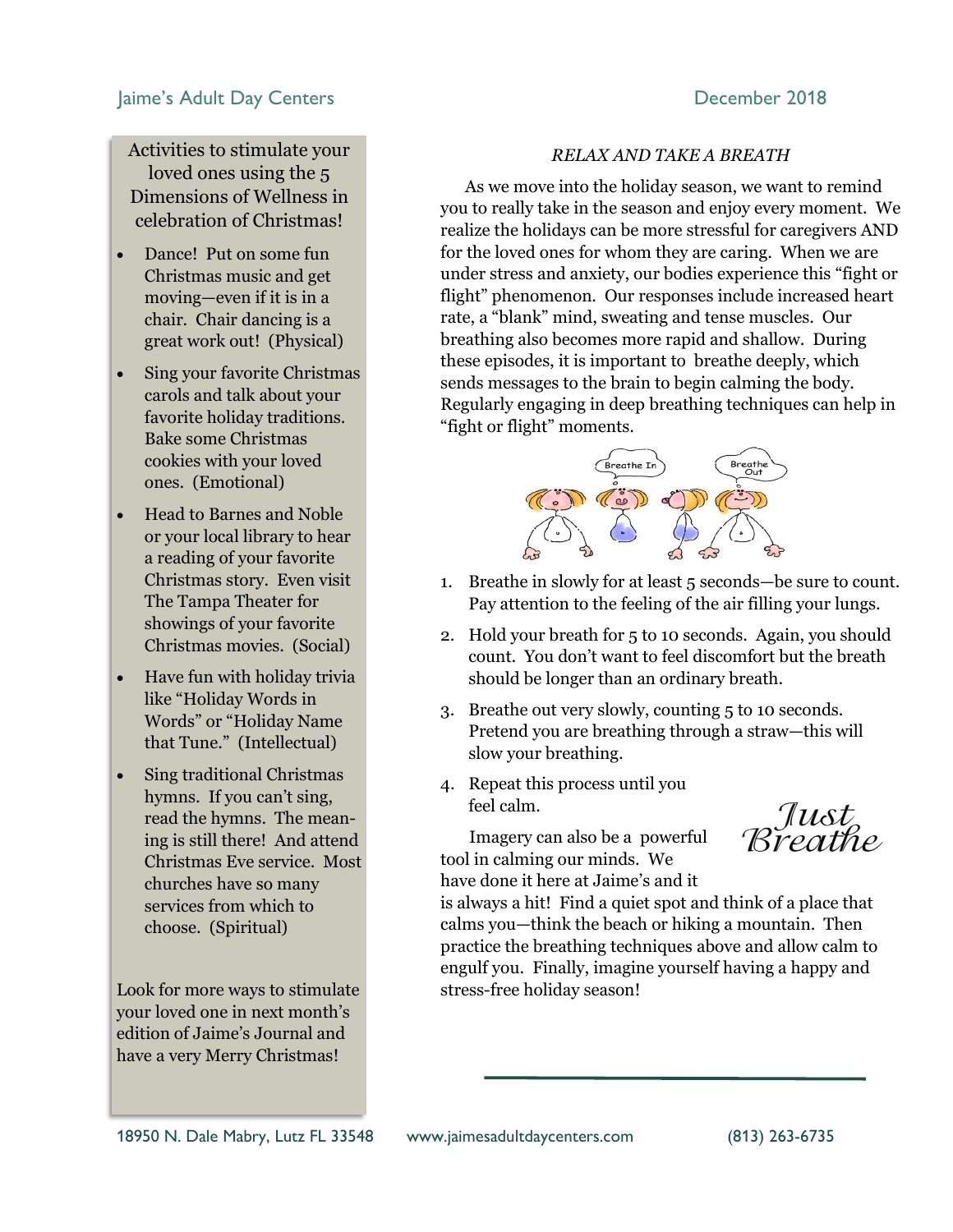Activities to stimulate your loved ones using the 5 Dimensions of Wellness in celebration of Christmas!

- Dance! Put on some fun Christmas music and get moving—even if it is in a chair. Chair dancing is a great work out! (Physical)
- Sing your favorite Christmas carols and talk about your favorite holiday traditions. Bake some Christmas cookies with your loved ones. (Emotional)
- Head to Barnes and Noble or your local library to hear a reading of your favorite Christmas story. Even visit The Tampa Theater for showings of your favorite Christmas movies. (Social)
- Have fun with holiday trivia like "Holiday Words in Words" or "Holiday Name that Tune." (Intellectual)
- Sing traditional Christmas hymns. If you can't sing, read the hymns. The meaning is still there! And attend Christmas Eve service. Most churches have so many services from which to choose. (Spiritual)

Look for more ways to stimulate your loved one in next month's edition of Jaime's Journal and have a very Merry Christmas!

*RELAX AND TAKE A BREATH*

As we move into the holiday season, we want to remind you to really take in the season and enjoy every moment. We realize the holidays can be more stressful for caregivers AND for the loved ones for whom they are caring. When we are under stress and anxiety, our bodies experience this "fight or flight" phenomenon. Our responses include increased heart rate, a "blank" mind, sweating and tense muscles. Our breathing also becomes more rapid and shallow. During these episodes, it is important to breathe deeply, which sends messages to the brain to begin calming the body. Regularly engaging in deep breathing techniques can help in "fight or flight" moments.

1. Breathe in slowly for at least 5 seconds—be sure to count. Pay attention to the feeling of the air filling your lungs.
2. Hold your breath for 5 to 10 seconds. Again, you should count. You don't want to feel discomfort but the breath should be longer than an ordinary breath.
3. Breathe out very slowly, counting 5 to 10 seconds. Pretend you are breathing through a straw—this will slow your breathing.
4. Repeat this process until you feel calm.

Just Breathe

Imagery can also be a powerful tool in calming our minds. We have done it here at Jaime's and it is always a hit! Find a quiet spot and think of a place that calms you—think the beach or hiking a mountain. Then practice the breathing techniques above and allow calm to engulf you. Finally, imagine yourself having a happy and stress-free holiday season!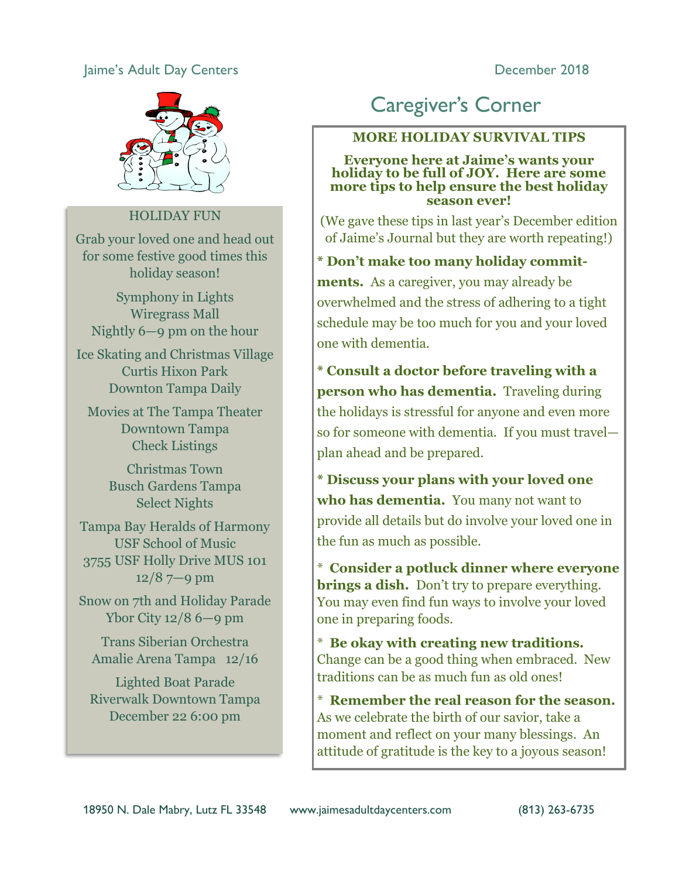Jaime's Adult Day Centers

December 2018

## HOLIDAY FUN

Grab your loved one and head out for some festive good times this holiday season!

Symphony in Lights
Wiregrass Mall
Nightly 6—9 pm on the hour

Ice Skating and Christmas Village
Curtis Hixon Park
Downton Tampa Daily

Movies at The Tampa Theater
Downtown Tampa
Check Listings

Christmas Town
Busch Gardens Tampa
Select Nights

Tampa Bay Heralds of Harmony
USF School of Music
3755 USF Holly Drive MUS 101
12/8 7—9 pm

Snow on 7th and Holiday Parade
Ybor City 12/8 6—9 pm

Trans Siberian Orchestra
Amalie Arena Tampa 12/16

Lighted Boat Parade
Riverwalk Downtown Tampa
December 22 6:00 pm

# Caregiver's Corner

## MORE HOLIDAY SURVIVAL TIPS

**Everyone here at Jaime's wants your holiday to be full of JOY. Here are some more tips to help ensure the best holiday season ever!**

(We gave these tips in last year's December edition of Jaime's Journal but they are worth repeating!)

* **Don't make too many holiday commitments.** As a caregiver, you may already be overwhelmed and the stress of adhering to a tight schedule may be too much for you and your loved one with dementia.

* **Consult a doctor before traveling with a person who has dementia.** Traveling during the holidays is stressful for anyone and even more so for someone with dementia. If you must travel—plan ahead and be prepared.

* **Discuss your plans with your loved one who has dementia.** You many not want to provide all details but do involve your loved one in the fun as much as possible.

* **Consider a potluck dinner where everyone brings a dish.** Don't try to prepare everything. You may even find fun ways to involve your loved one in preparing foods.

* **Be okay with creating new traditions.** Change can be a good thing when embraced. New traditions can be as much fun as old ones!

* **Remember the real reason for the season.** As we celebrate the birth of our savior, take a moment and reflect on your many blessings. An attitude of gratitude is the key to a joyous season!

18950 N. Dale Mabry, Lutz FL 33548 www.jaimesadultdaycenters.com (813) 263-6735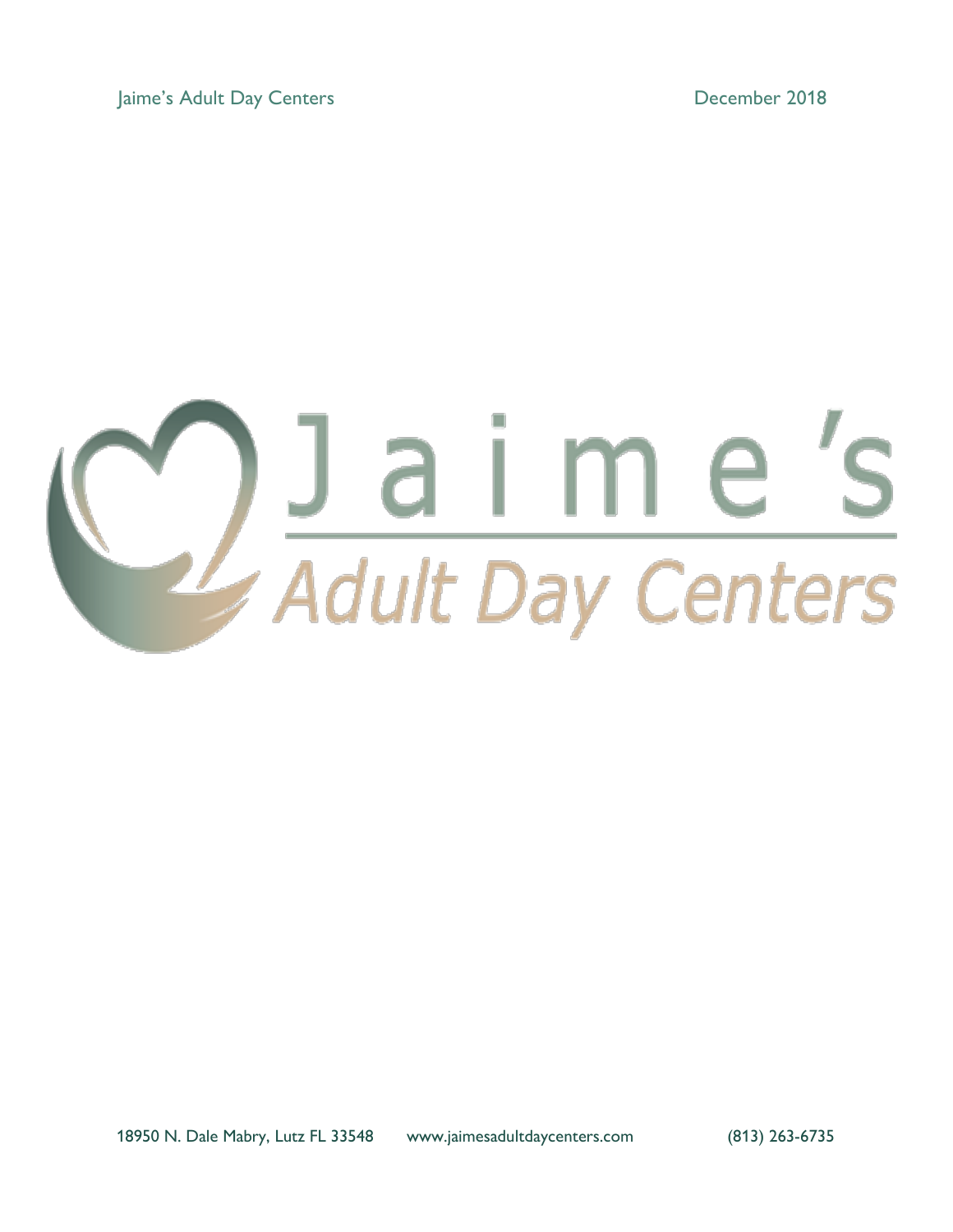Jaime's Adult Day Centers

December 2018

# Jaime's

## Adult Day Centers

18950 N. Dale Mabry, Lutz FL 33548 www.jaimesadultdaycenters.com (813) 263-6735